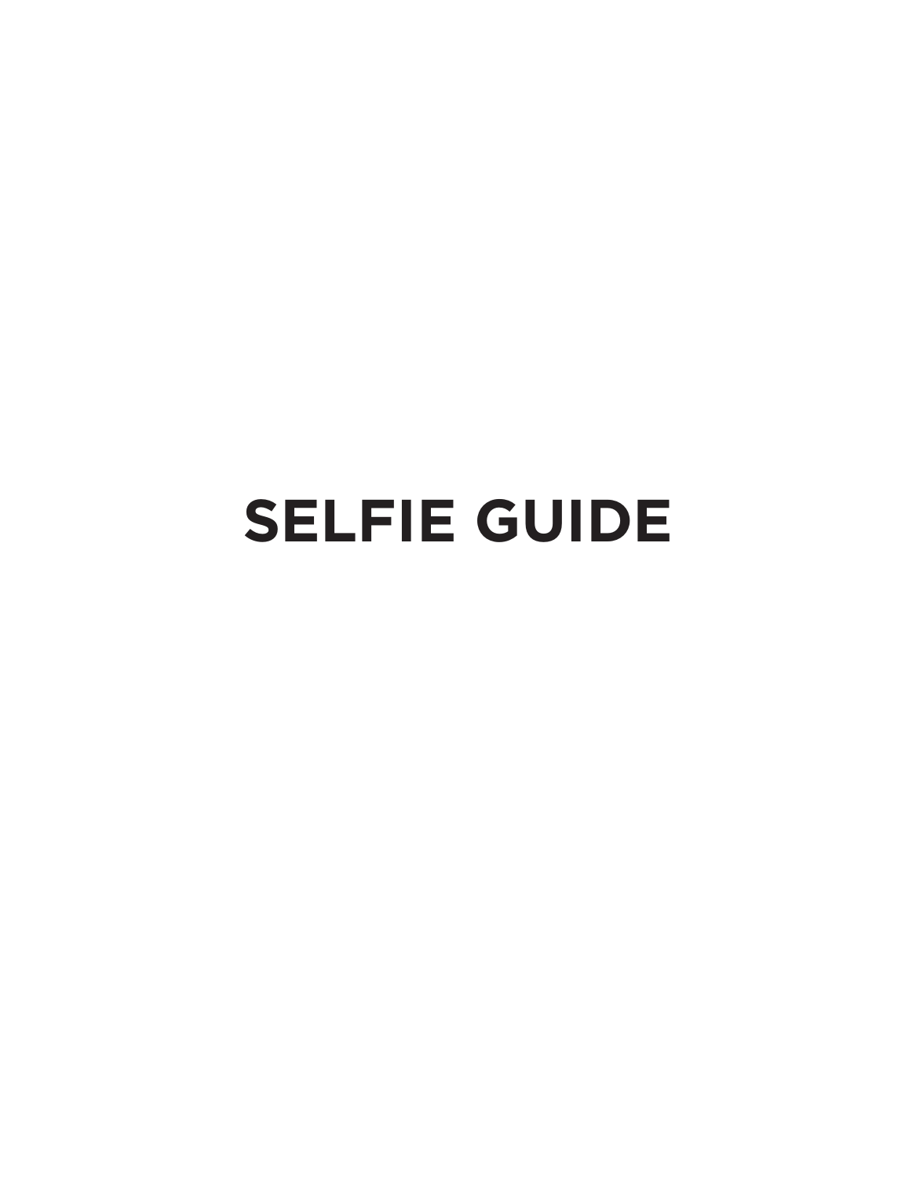# SELFIE GUIDE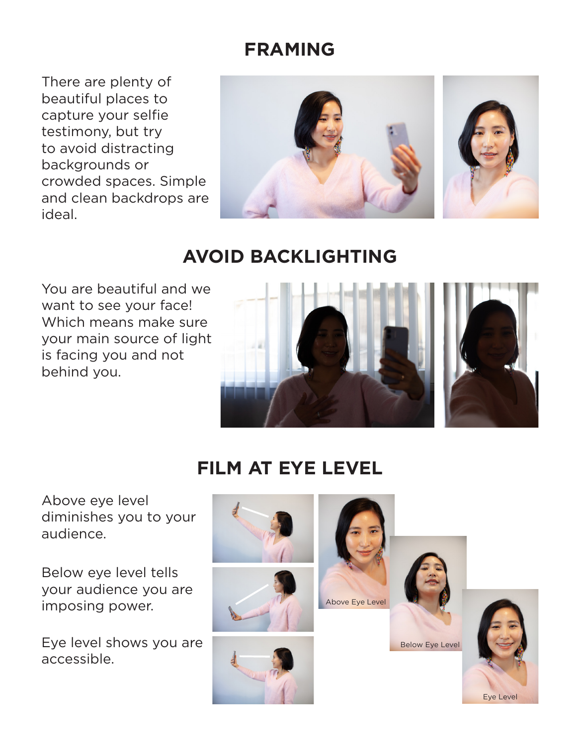## FRAMING

There are plenty of beautiful places to capture your selfie testimony, but try to avoid distracting backgrounds or crowded spaces. Simple and clean backdrops are ideal.

## AVOID BACKLIGHTING

You are beautiful and we want to see your face! Which means make sure your main source of light is facing you and not behind you.

## FILM AT EYE LEVEL

Above eye level diminishes you to your audience.

Below eye level tells your audience you are imposing power.

Eye level shows you are accessible.

Above Eye Level

Below Eye Level

Eye Level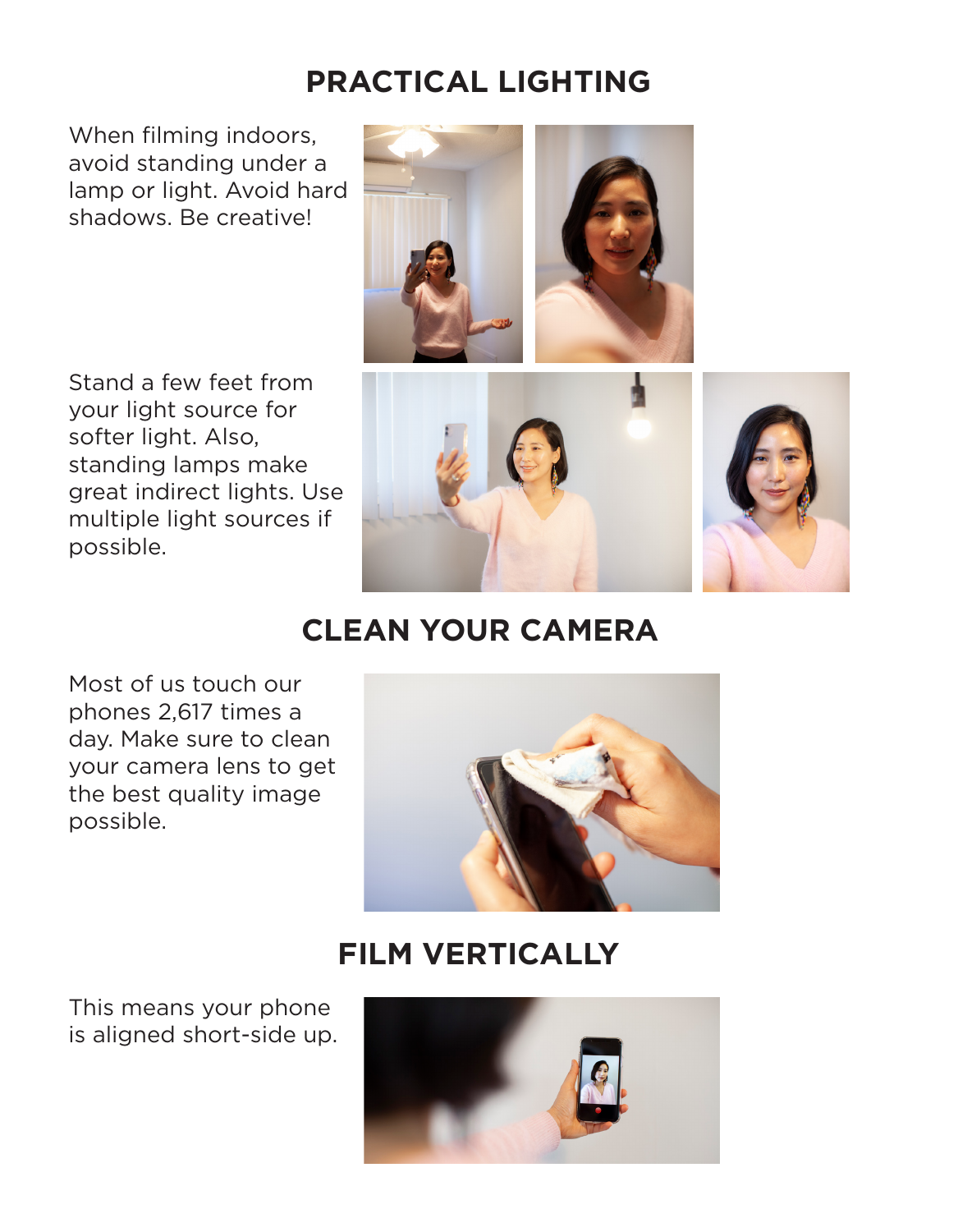## PRACTICAL LIGHTING

When filming indoors, avoid standing under a lamp or light. Avoid hard shadows. Be creative!

Stand a few feet from your light source for softer light. Also, standing lamps make great indirect lights. Use multiple light sources if possible.

## CLEAN YOUR CAMERA

Most of us touch our phones 2,617 times a day. Make sure to clean your camera lens to get the best quality image possible.

## FILM VERTICALLY

This means your phone is aligned short-side up.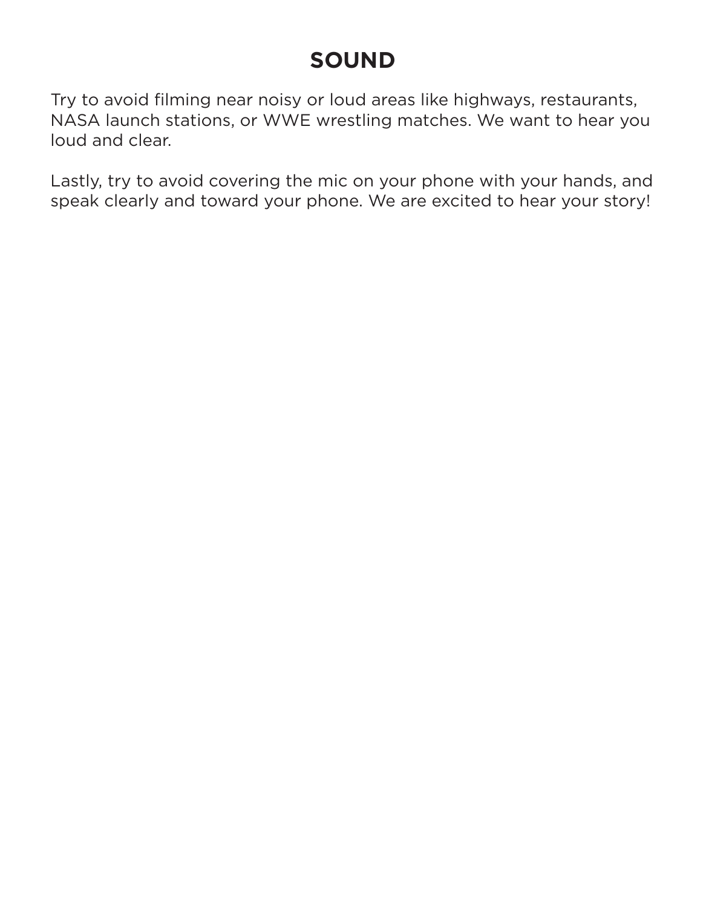## SOUND

Try to avoid filming near noisy or loud areas like highways, restaurants, NASA launch stations, or WWE wrestling matches. We want to hear you loud and clear.

Lastly, try to avoid covering the mic on your phone with your hands, and speak clearly and toward your phone. We are excited to hear your story!